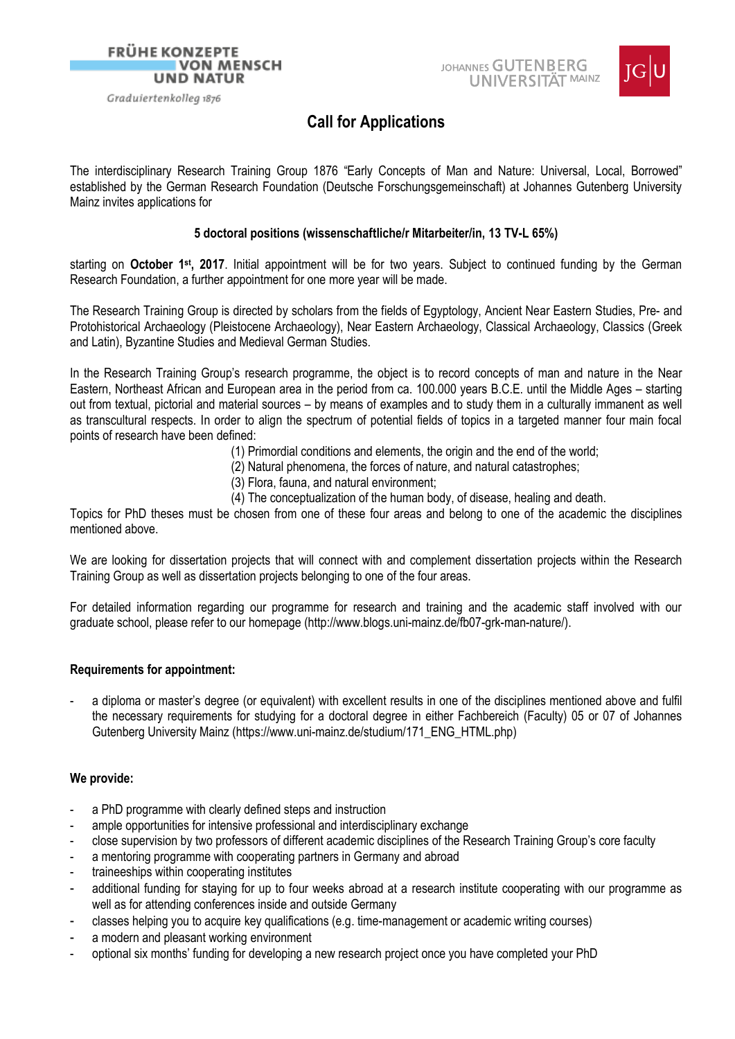FRÜHE KONZEPTE VON MENSCH UND NATUR

Graduiertenkolleg 1876

JOHANNES GUTENBERG UNIVERSITÄT MAINZ

JG|U

# Call for Applications

The interdisciplinary Research Training Group 1876 "Early Concepts of Man and Nature: Universal, Local, Borrowed" established by the German Research Foundation (Deutsche Forschungsgemeinschaft) at Johannes Gutenberg University Mainz invites applications for

**5 doctoral positions (wissenschaftliche/r Mitarbeiter/in, 13 TV-L 65%)**

starting on **October 1st, 2017**. Initial appointment will be for two years. Subject to continued funding by the German Research Foundation, a further appointment for one more year will be made.

The Research Training Group is directed by scholars from the fields of Egyptology, Ancient Near Eastern Studies, Pre- and Protohistorical Archaeology (Pleistocene Archaeology), Near Eastern Archaeology, Classical Archaeology, Classics (Greek and Latin), Byzantine Studies and Medieval German Studies.

In the Research Training Group's research programme, the object is to record concepts of man and nature in the Near Eastern, Northeast African and European area in the period from ca. 100.000 years B.C.E. until the Middle Ages – starting out from textual, pictorial and material sources – by means of examples and to study them in a culturally immanent as well as transcultural respects. In order to align the spectrum of potential fields of topics in a targeted manner four main focal points of research have been defined:

(1) Primordial conditions and elements, the origin and the end of the world;
(2) Natural phenomena, the forces of nature, and natural catastrophes;
(3) Flora, fauna, and natural environment;
(4) The conceptualization of the human body, of disease, healing and death.

Topics for PhD theses must be chosen from one of these four areas and belong to one of the academic the disciplines mentioned above.

We are looking for dissertation projects that will connect with and complement dissertation projects within the Research Training Group as well as dissertation projects belonging to one of the four areas.

For detailed information regarding our programme for research and training and the academic staff involved with our graduate school, please refer to our homepage (http://www.blogs.uni-mainz.de/fb07-grk-man-nature/).

**Requirements for appointment:**

- a diploma or master's degree (or equivalent) with excellent results in one of the disciplines mentioned above and fulfil the necessary requirements for studying for a doctoral degree in either Fachbereich (Faculty) 05 or 07 of Johannes Gutenberg University Mainz (https://www.uni-mainz.de/studium/171_ENG_HTML.php)

**We provide:**

- a PhD programme with clearly defined steps and instruction
- ample opportunities for intensive professional and interdisciplinary exchange
- close supervision by two professors of different academic disciplines of the Research Training Group's core faculty
- a mentoring programme with cooperating partners in Germany and abroad
- traineeships within cooperating institutes
- additional funding for staying for up to four weeks abroad at a research institute cooperating with our programme as well as for attending conferences inside and outside Germany
- classes helping you to acquire key qualifications (e.g. time-management or academic writing courses)
- a modern and pleasant working environment
- optional six months' funding for developing a new research project once you have completed your PhD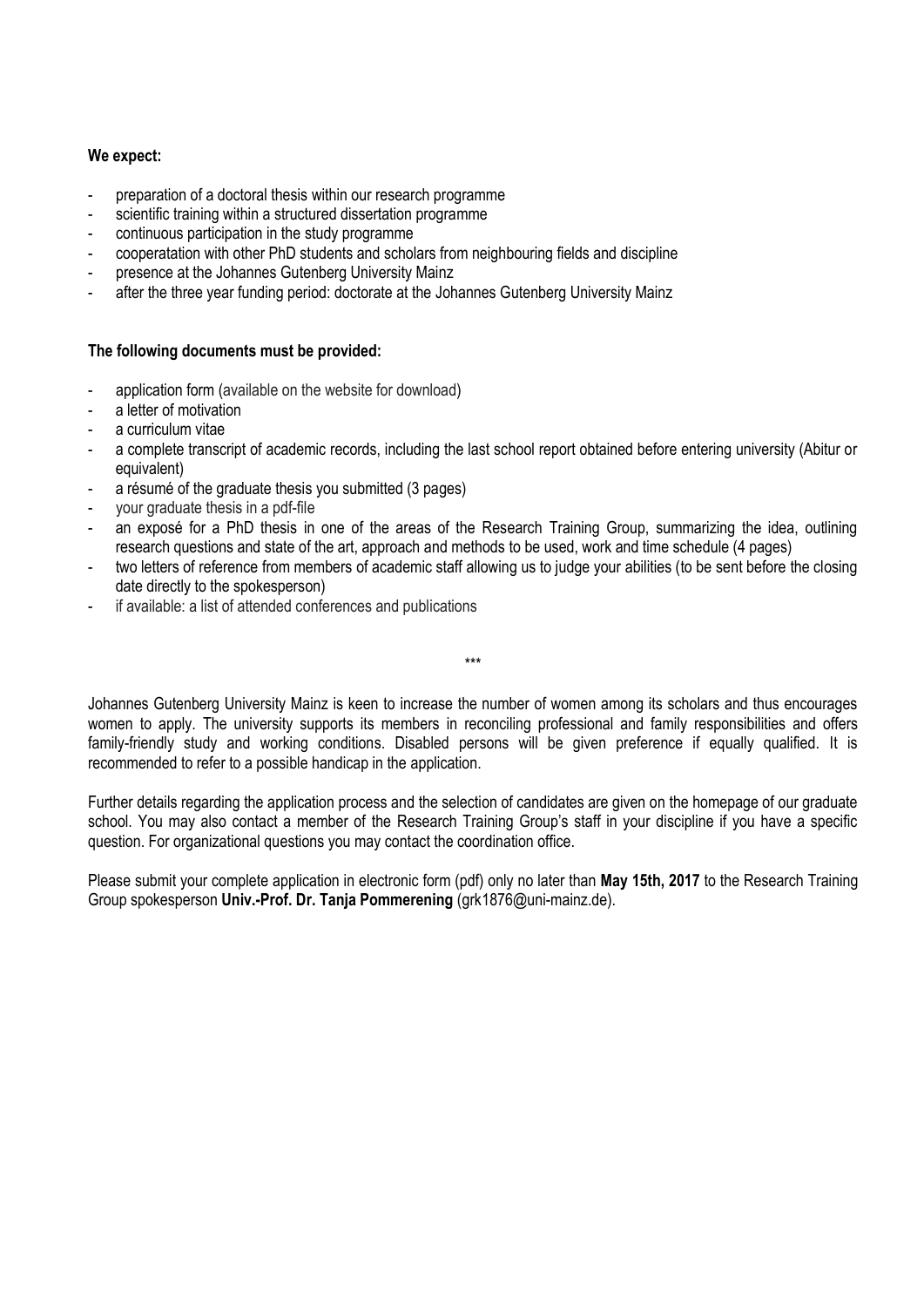**We expect:**

- preparation of a doctoral thesis within our research programme
- scientific training within a structured dissertation programme
- continuous participation in the study programme
- cooperatation with other PhD students and scholars from neighbouring fields and discipline
- presence at the Johannes Gutenberg University Mainz
- after the three year funding period: doctorate at the Johannes Gutenberg University Mainz

**The following documents must be provided:**

- application form (available on the website for download)
- a letter of motivation
- a curriculum vitae
- a complete transcript of academic records, including the last school report obtained before entering university (Abitur or equivalent)
- a résumé of the graduate thesis you submitted (3 pages)
- your graduate thesis in a pdf-file
- an exposé for a PhD thesis in one of the areas of the Research Training Group, summarizing the idea, outlining research questions and state of the art, approach and methods to be used, work and time schedule (4 pages)
- two letters of reference from members of academic staff allowing us to judge your abilities (to be sent before the closing date directly to the spokesperson)
- if available: a list of attended conferences and publications

\*\*\*

Johannes Gutenberg University Mainz is keen to increase the number of women among its scholars and thus encourages women to apply. The university supports its members in reconciling professional and family responsibilities and offers family-friendly study and working conditions. Disabled persons will be given preference if equally qualified. It is recommended to refer to a possible handicap in the application.

Further details regarding the application process and the selection of candidates are given on the homepage of our graduate school. You may also contact a member of the Research Training Group's staff in your discipline if you have a specific question. For organizational questions you may contact the coordination office.

Please submit your complete application in electronic form (pdf) only no later than **May 15th, 2017** to the Research Training Group spokesperson **Univ.-Prof. Dr. Tanja Pommerening** (grk1876@uni-mainz.de).